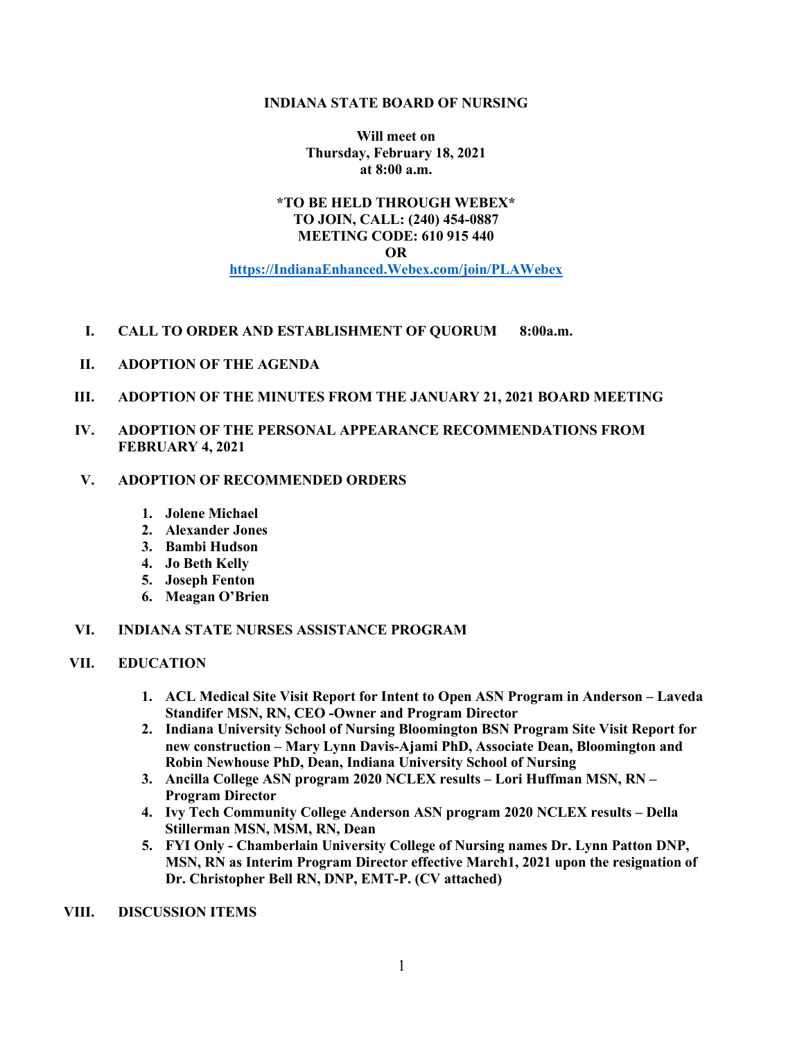# INDIANA STATE BOARD OF NURSING

**Will meet on**
**Thursday, February 18, 2021**
**at 8:00 a.m.**

**\*TO BE HELD THROUGH WEBEX\***
**TO JOIN, CALL: (240) 454-0887**
**MEETING CODE: 610 915 440**
**OR**
**https://IndianaEnhanced.Webex.com/join/PLAWebex**

**I. CALL TO ORDER AND ESTABLISHMENT OF QUORUM 8:00a.m.**

**II. ADOPTION OF THE AGENDA**

**III. ADOPTION OF THE MINUTES FROM THE JANUARY 21, 2021 BOARD MEETING**

**IV. ADOPTION OF THE PERSONAL APPEARANCE RECOMMENDATIONS FROM FEBRUARY 4, 2021**

**V. ADOPTION OF RECOMMENDED ORDERS**

1. **Jolene Michael**
2. **Alexander Jones**
3. **Bambi Hudson**
4. **Jo Beth Kelly**
5. **Joseph Fenton**
6. **Meagan O'Brien**

**VI. INDIANA STATE NURSES ASSISTANCE PROGRAM**

**VII. EDUCATION**

1. **ACL Medical Site Visit Report for Intent to Open ASN Program in Anderson – Laveda Standifer MSN, RN, CEO -Owner and Program Director**
2. **Indiana University School of Nursing Bloomington BSN Program Site Visit Report for new construction – Mary Lynn Davis-Ajami PhD, Associate Dean, Bloomington and Robin Newhouse PhD, Dean, Indiana University School of Nursing**
3. **Ancilla College ASN program 2020 NCLEX results – Lori Huffman MSN, RN – Program Director**
4. **Ivy Tech Community College Anderson ASN program 2020 NCLEX results – Della Stillerman MSN, MSM, RN, Dean**
5. **FYI Only - Chamberlain University College of Nursing names Dr. Lynn Patton DNP, MSN, RN as Interim Program Director effective March1, 2021 upon the resignation of Dr. Christopher Bell RN, DNP, EMT-P. (CV attached)**

**VIII. DISCUSSION ITEMS**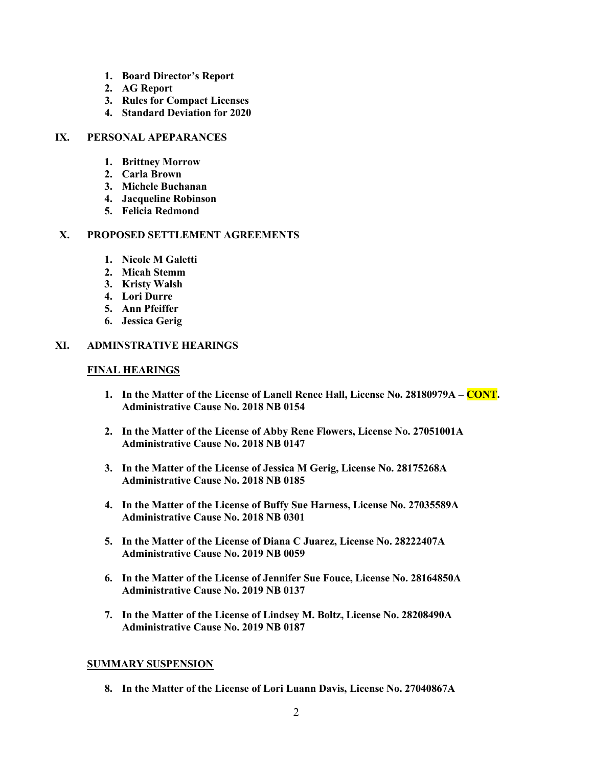1. **Board Director's Report**
2. **AG Report**
3. **Rules for Compact Licenses**
4. **Standard Deviation for 2020**

## IX. PERSONAL APEPARANCES

1. **Brittney Morrow**
2. **Carla Brown**
3. **Michele Buchanan**
4. **Jacqueline Robinson**
5. **Felicia Redmond**

## X. PROPOSED SETTLEMENT AGREEMENTS

1. **Nicole M Galetti**
2. **Micah Stemm**
3. **Kristy Walsh**
4. **Lori Durre**
5. **Ann Pfeiffer**
6. **Jessica Gerig**

## XI. ADMINSTRATIVE HEARINGS

**FINAL HEARINGS**

1. **In the Matter of the License of Lanell Renee Hall, License No. 28180979A – CONT. Administrative Cause No. 2018 NB 0154**

2. **In the Matter of the License of Abby Rene Flowers, License No. 27051001A Administrative Cause No. 2018 NB 0147**

3. **In the Matter of the License of Jessica M Gerig, License No. 28175268A Administrative Cause No. 2018 NB 0185**

4. **In the Matter of the License of Buffy Sue Harness, License No. 27035589A Administrative Cause No. 2018 NB 0301**

5. **In the Matter of the License of Diana C Juarez, License No. 28222407A Administrative Cause No. 2019 NB 0059**

6. **In the Matter of the License of Jennifer Sue Fouce, License No. 28164850A Administrative Cause No. 2019 NB 0137**

7. **In the Matter of the License of Lindsey M. Boltz, License No. 28208490A Administrative Cause No. 2019 NB 0187**

**SUMMARY SUSPENSION**

8. **In the Matter of the License of Lori Luann Davis, License No. 27040867A**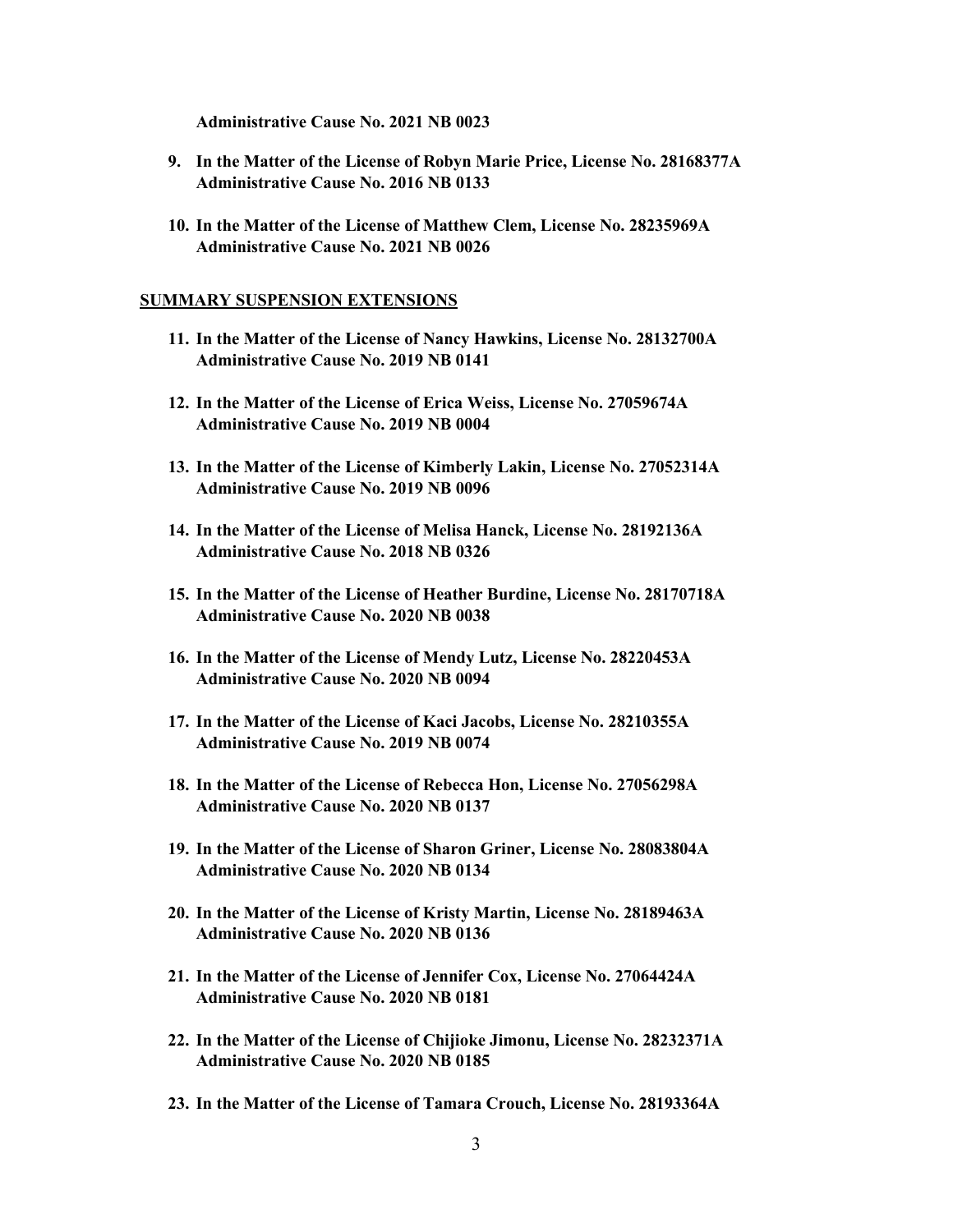**Administrative Cause No. 2021 NB 0023**

9. **In the Matter of the License of Robyn Marie Price, License No. 28168377A Administrative Cause No. 2016 NB 0133**

10. **In the Matter of the License of Matthew Clem, License No. 28235969A Administrative Cause No. 2021 NB 0026**

**SUMMARY SUSPENSION EXTENSIONS**

11. **In the Matter of the License of Nancy Hawkins, License No. 28132700A Administrative Cause No. 2019 NB 0141**

12. **In the Matter of the License of Erica Weiss, License No. 27059674A Administrative Cause No. 2019 NB 0004**

13. **In the Matter of the License of Kimberly Lakin, License No. 27052314A Administrative Cause No. 2019 NB 0096**

14. **In the Matter of the License of Melisa Hanck, License No. 28192136A Administrative Cause No. 2018 NB 0326**

15. **In the Matter of the License of Heather Burdine, License No. 28170718A Administrative Cause No. 2020 NB 0038**

16. **In the Matter of the License of Mendy Lutz, License No. 28220453A Administrative Cause No. 2020 NB 0094**

17. **In the Matter of the License of Kaci Jacobs, License No. 28210355A Administrative Cause No. 2019 NB 0074**

18. **In the Matter of the License of Rebecca Hon, License No. 27056298A Administrative Cause No. 2020 NB 0137**

19. **In the Matter of the License of Sharon Griner, License No. 28083804A Administrative Cause No. 2020 NB 0134**

20. **In the Matter of the License of Kristy Martin, License No. 28189463A Administrative Cause No. 2020 NB 0136**

21. **In the Matter of the License of Jennifer Cox, License No. 27064424A Administrative Cause No. 2020 NB 0181**

22. **In the Matter of the License of Chijioke Jimonu, License No. 28232371A Administrative Cause No. 2020 NB 0185**

23. **In the Matter of the License of Tamara Crouch, License No. 28193364A**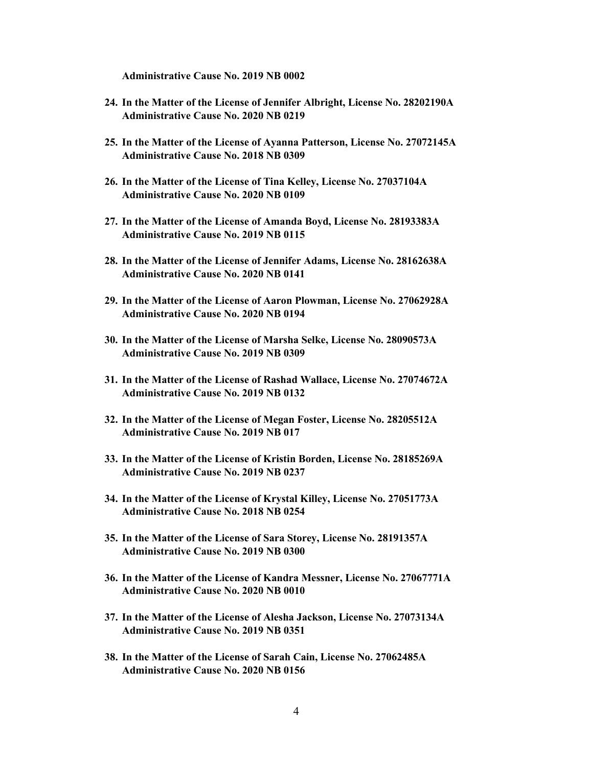**Administrative Cause No. 2019 NB 0002**

24. **In the Matter of the License of Jennifer Albright, License No. 28202190A Administrative Cause No. 2020 NB 0219**

25. **In the Matter of the License of Ayanna Patterson, License No. 27072145A Administrative Cause No. 2018 NB 0309**

26. **In the Matter of the License of Tina Kelley, License No. 27037104A Administrative Cause No. 2020 NB 0109**

27. **In the Matter of the License of Amanda Boyd, License No. 28193383A Administrative Cause No. 2019 NB 0115**

28. **In the Matter of the License of Jennifer Adams, License No. 28162638A Administrative Cause No. 2020 NB 0141**

29. **In the Matter of the License of Aaron Plowman, License No. 27062928A Administrative Cause No. 2020 NB 0194**

30. **In the Matter of the License of Marsha Selke, License No. 28090573A Administrative Cause No. 2019 NB 0309**

31. **In the Matter of the License of Rashad Wallace, License No. 27074672A Administrative Cause No. 2019 NB 0132**

32. **In the Matter of the License of Megan Foster, License No. 28205512A Administrative Cause No. 2019 NB 017**

33. **In the Matter of the License of Kristin Borden, License No. 28185269A Administrative Cause No. 2019 NB 0237**

34. **In the Matter of the License of Krystal Killey, License No. 27051773A Administrative Cause No. 2018 NB 0254**

35. **In the Matter of the License of Sara Storey, License No. 28191357A Administrative Cause No. 2019 NB 0300**

36. **In the Matter of the License of Kandra Messner, License No. 27067771A Administrative Cause No. 2020 NB 0010**

37. **In the Matter of the License of Alesha Jackson, License No. 27073134A Administrative Cause No. 2019 NB 0351**

38. **In the Matter of the License of Sarah Cain, License No. 27062485A Administrative Cause No. 2020 NB 0156**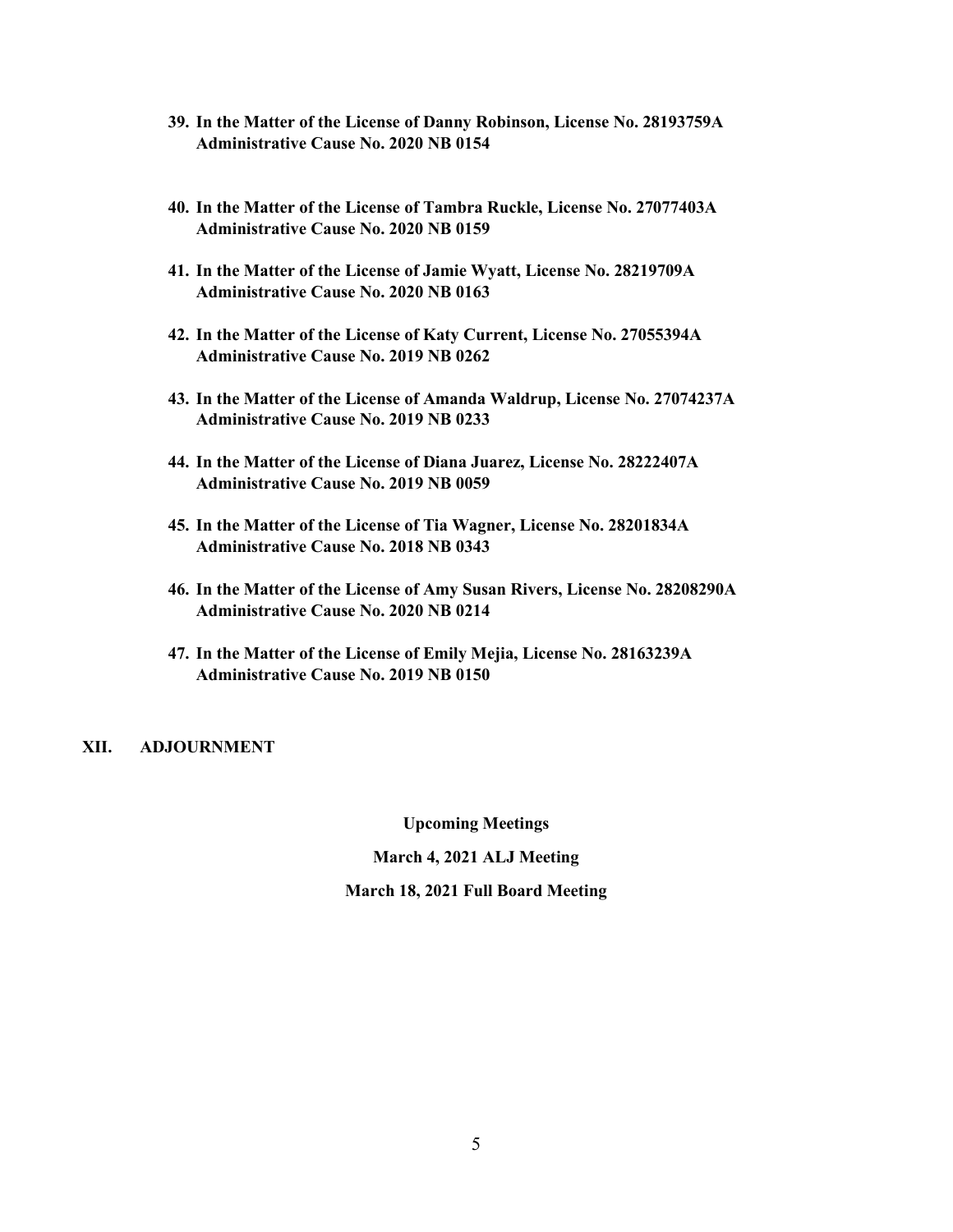39. **In the Matter of the License of Danny Robinson, License No. 28193759A Administrative Cause No. 2020 NB 0154**

40. **In the Matter of the License of Tambra Ruckle, License No. 27077403A Administrative Cause No. 2020 NB 0159**

41. **In the Matter of the License of Jamie Wyatt, License No. 28219709A Administrative Cause No. 2020 NB 0163**

42. **In the Matter of the License of Katy Current, License No. 27055394A Administrative Cause No. 2019 NB 0262**

43. **In the Matter of the License of Amanda Waldrup, License No. 27074237A Administrative Cause No. 2019 NB 0233**

44. **In the Matter of the License of Diana Juarez, License No. 28222407A Administrative Cause No. 2019 NB 0059**

45. **In the Matter of the License of Tia Wagner, License No. 28201834A Administrative Cause No. 2018 NB 0343**

46. **In the Matter of the License of Amy Susan Rivers, License No. 28208290A Administrative Cause No. 2020 NB 0214**

47. **In the Matter of the License of Emily Mejia, License No. 28163239A Administrative Cause No. 2019 NB 0150**

## XII. ADJOURNMENT

**Upcoming Meetings**

**March 4, 2021 ALJ Meeting**

**March 18, 2021 Full Board Meeting**